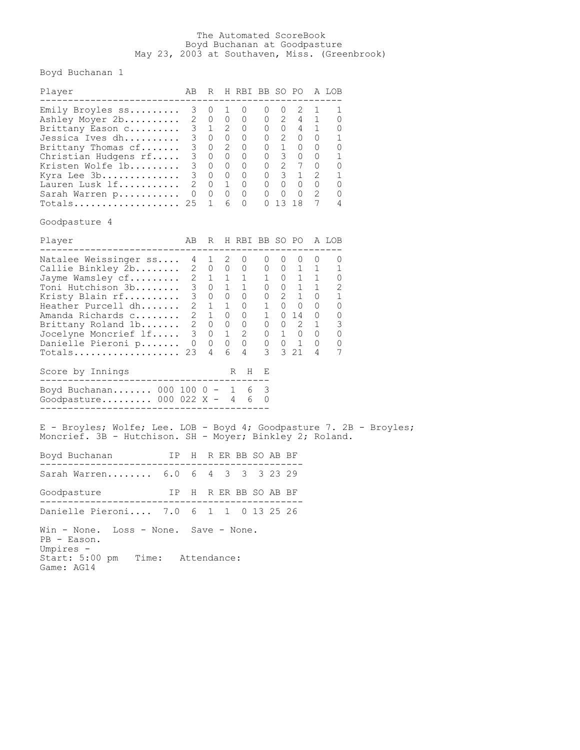# The Automated ScoreBook

## Boyd Buchanan at Goodpasture

May 23, 2003 at Southaven, Miss. (Greenbrook)

### Boyd Buchanan 1

| Player | AB | R | H | RBI | BB | SO | PO | A | LOB |
|---|---|---|---|---|---|---|---|---|---|
| Emily Broyles ss | 3 | 0 | 1 | 0 | 0 | 0 | 2 | 1 | 1 |
| Ashley Moyer 2b | 2 | 0 | 0 | 0 | 0 | 2 | 4 | 1 | 0 |
| Brittany Eason c | 3 | 1 | 2 | 0 | 0 | 0 | 4 | 1 | 0 |
| Jessica Ives dh | 3 | 0 | 0 | 0 | 0 | 2 | 0 | 0 | 1 |
| Brittany Thomas cf | 3 | 0 | 2 | 0 | 0 | 1 | 0 | 0 | 0 |
| Christian Hudgens rf | 3 | 0 | 0 | 0 | 0 | 3 | 0 | 0 | 1 |
| Kristen Wolfe 1b | 3 | 0 | 0 | 0 | 0 | 2 | 7 | 0 | 0 |
| Kyra Lee 3b | 3 | 0 | 0 | 0 | 0 | 3 | 1 | 2 | 1 |
| Lauren Lusk lf | 2 | 0 | 1 | 0 | 0 | 0 | 0 | 0 | 0 |
| Sarah Warren p | 0 | 0 | 0 | 0 | 0 | 0 | 0 | 2 | 0 |
| Totals | 25 | 1 | 6 | 0 | 0 | 13 | 18 | 7 | 4 |

### Goodpasture 4

| Player | AB | R | H | RBI | BB | SO | PO | A | LOB |
|---|---|---|---|---|---|---|---|---|---|
| Natalee Weissinger ss | 4 | 1 | 2 | 0 | 0 | 0 | 0 | 0 | 0 |
| Callie Binkley 2b | 2 | 0 | 0 | 0 | 0 | 0 | 1 | 1 | 1 |
| Jayme Wamsley cf | 2 | 1 | 1 | 1 | 1 | 0 | 1 | 1 | 0 |
| Toni Hutchison 3b | 3 | 0 | 1 | 1 | 0 | 0 | 1 | 1 | 2 |
| Kristy Blain rf | 3 | 0 | 0 | 0 | 0 | 2 | 1 | 0 | 1 |
| Heather Purcell dh | 2 | 1 | 1 | 0 | 1 | 0 | 0 | 0 | 0 |
| Amanda Richards c | 2 | 1 | 0 | 0 | 1 | 0 | 14 | 0 | 0 |
| Brittany Roland 1b | 2 | 0 | 0 | 0 | 0 | 0 | 2 | 1 | 3 |
| Jocelyne Moncrief lf | 3 | 0 | 1 | 2 | 0 | 1 | 0 | 0 | 0 |
| Danielle Pieroni p | 0 | 0 | 0 | 0 | 0 | 0 | 1 | 0 | 0 |
| Totals | 23 | 4 | 6 | 4 | 3 | 3 | 21 | 4 | 7 |

| Score by Innings | | R | H | E |
|---|---|---|---|---|
| Boyd Buchanan | 000 100 0 - | 1 | 6 | 3 |
| Goodpasture | 000 022 X - | 4 | 6 | 0 |

E - Broyles; Wolfe; Lee. LOB - Boyd 4; Goodpasture 7. 2B - Broyles; Moncrief. 3B - Hutchison. SH - Moyer; Binkley 2; Roland.

| Boyd Buchanan | IP | H | R | ER | BB | SO | AB | BF |
|---|---|---|---|---|---|---|---|---|
| Sarah Warren | 6.0 | 6 | 4 | 3 | 3 | 3 | 23 | 29 |

| Goodpasture | IP | H | R | ER | BB | SO | AB | BF |
|---|---|---|---|---|---|---|---|---|
| Danielle Pieroni | 7.0 | 6 | 1 | 1 | 0 | 13 | 25 | 26 |

Win - None. Loss - None. Save - None.
PB - Eason.
Umpires -
Start: 5:00 pm Time: Attendance:
Game: AG14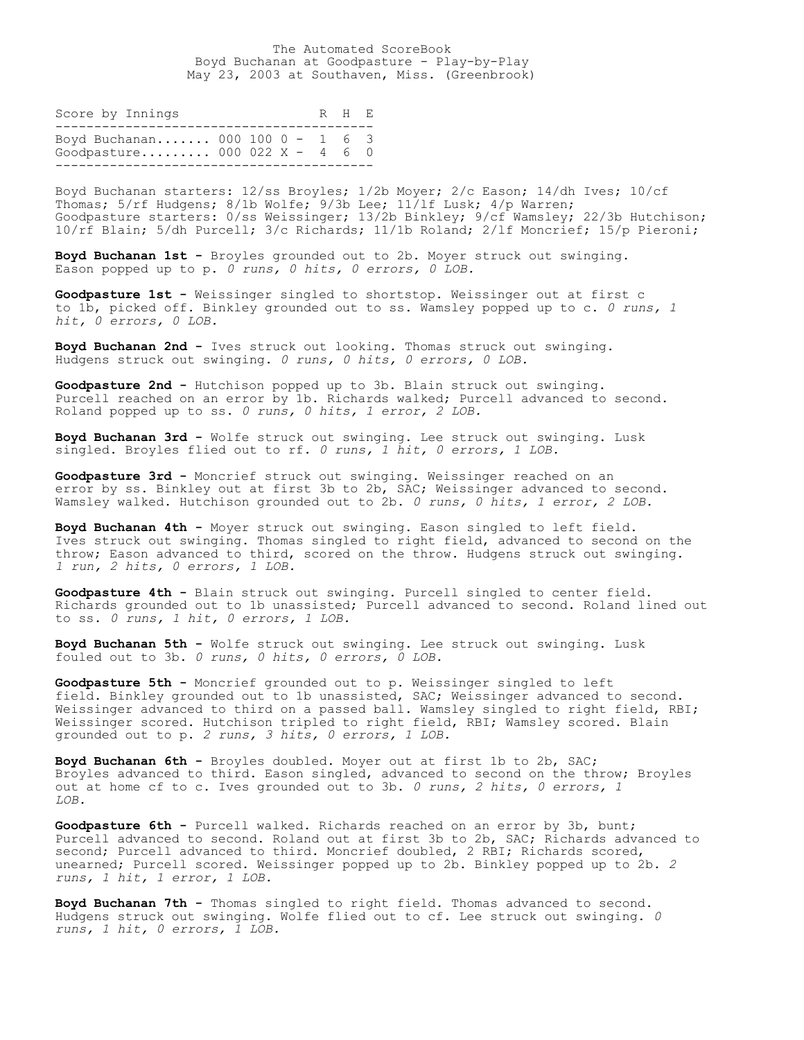The Automated ScoreBook
Boyd Buchanan at Goodpasture - Play-by-Play
May 23, 2003 at Southaven, Miss. (Greenbrook)

| Score by Innings | | R | H | E |
|---|---|---|---|---|
| Boyd Buchanan....... | 000 100 0 - | 1 | 6 | 3 |
| Goodpasture......... | 000 022 X - | 4 | 6 | 0 |

Boyd Buchanan starters: 12/ss Broyles; 1/2b Moyer; 2/c Eason; 14/dh Ives; 10/cf Thomas; 5/rf Hudgens; 8/1b Wolfe; 9/3b Lee; 11/lf Lusk; 4/p Warren;
Goodpasture starters: 0/ss Weissinger; 13/2b Binkley; 9/cf Wamsley; 22/3b Hutchison; 10/rf Blain; 5/dh Purcell; 3/c Richards; 11/1b Roland; 2/lf Moncrief; 15/p Pieroni;

**Boyd Buchanan 1st -** Broyles grounded out to 2b. Moyer struck out swinging. Eason popped up to p. *0 runs, 0 hits, 0 errors, 0 LOB.*

**Goodpasture 1st -** Weissinger singled to shortstop. Weissinger out at first c to 1b, picked off. Binkley grounded out to ss. Wamsley popped up to c. *0 runs, 1 hit, 0 errors, 0 LOB.*

**Boyd Buchanan 2nd -** Ives struck out looking. Thomas struck out swinging. Hudgens struck out swinging. *0 runs, 0 hits, 0 errors, 0 LOB.*

**Goodpasture 2nd -** Hutchison popped up to 3b. Blain struck out swinging. Purcell reached on an error by 1b. Richards walked; Purcell advanced to second. Roland popped up to ss. *0 runs, 0 hits, 1 error, 2 LOB.*

**Boyd Buchanan 3rd -** Wolfe struck out swinging. Lee struck out swinging. Lusk singled. Broyles flied out to rf. *0 runs, 1 hit, 0 errors, 1 LOB.*

**Goodpasture 3rd -** Moncrief struck out swinging. Weissinger reached on an error by ss. Binkley out at first 3b to 2b, SAC; Weissinger advanced to second. Wamsley walked. Hutchison grounded out to 2b. *0 runs, 0 hits, 1 error, 2 LOB.*

**Boyd Buchanan 4th -** Moyer struck out swinging. Eason singled to left field. Ives struck out swinging. Thomas singled to right field, advanced to second on the throw; Eason advanced to third, scored on the throw. Hudgens struck out swinging. *1 run, 2 hits, 0 errors, 1 LOB.*

**Goodpasture 4th -** Blain struck out swinging. Purcell singled to center field. Richards grounded out to 1b unassisted; Purcell advanced to second. Roland lined out to ss. *0 runs, 1 hit, 0 errors, 1 LOB.*

**Boyd Buchanan 5th -** Wolfe struck out swinging. Lee struck out swinging. Lusk fouled out to 3b. *0 runs, 0 hits, 0 errors, 0 LOB.*

**Goodpasture 5th -** Moncrief grounded out to p. Weissinger singled to left field. Binkley grounded out to 1b unassisted, SAC; Weissinger advanced to second. Weissinger advanced to third on a passed ball. Wamsley singled to right field, RBI; Weissinger scored. Hutchison tripled to right field, RBI; Wamsley scored. Blain grounded out to p. *2 runs, 3 hits, 0 errors, 1 LOB.*

**Boyd Buchanan 6th -** Broyles doubled. Moyer out at first 1b to 2b, SAC; Broyles advanced to third. Eason singled, advanced to second on the throw; Broyles out at home cf to c. Ives grounded out to 3b. *0 runs, 2 hits, 0 errors, 1 LOB.*

**Goodpasture 6th -** Purcell walked. Richards reached on an error by 3b, bunt; Purcell advanced to second. Roland out at first 3b to 2b, SAC; Richards advanced to second; Purcell advanced to third. Moncrief doubled, 2 RBI; Richards scored, unearned; Purcell scored. Weissinger popped up to 2b. Binkley popped up to 2b. *2 runs, 1 hit, 1 error, 1 LOB.*

**Boyd Buchanan 7th -** Thomas singled to right field. Thomas advanced to second. Hudgens struck out swinging. Wolfe flied out to cf. Lee struck out swinging. *0 runs, 1 hit, 0 errors, 1 LOB.*